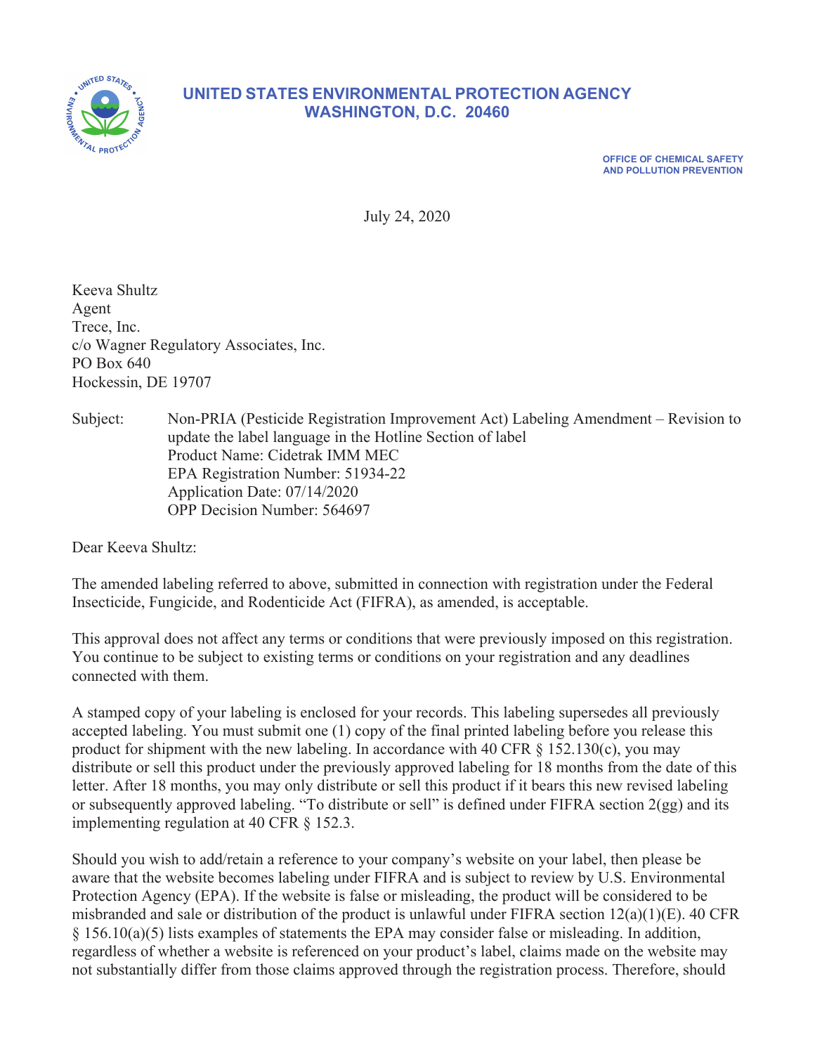# UNITED STATES ENVIRONMENTAL PROTECTION AGENCY
# WASHINGTON, D.C. 20460

**OFFICE OF CHEMICAL SAFETY AND POLLUTION PREVENTION**

July 24, 2020

Keeva Shultz
Agent
Trece, Inc.
c/o Wagner Regulatory Associates, Inc.
PO Box 640
Hockessin, DE 19707

Subject: Non-PRIA (Pesticide Registration Improvement Act) Labeling Amendment – Revision to update the label language in the Hotline Section of label
Product Name: Cidetrak IMM MEC
EPA Registration Number: 51934-22
Application Date: 07/14/2020
OPP Decision Number: 564697

Dear Keeva Shultz:

The amended labeling referred to above, submitted in connection with registration under the Federal Insecticide, Fungicide, and Rodenticide Act (FIFRA), as amended, is acceptable.

This approval does not affect any terms or conditions that were previously imposed on this registration. You continue to be subject to existing terms or conditions on your registration and any deadlines connected with them.

A stamped copy of your labeling is enclosed for your records. This labeling supersedes all previously accepted labeling. You must submit one (1) copy of the final printed labeling before you release this product for shipment with the new labeling. In accordance with 40 CFR § 152.130(c), you may distribute or sell this product under the previously approved labeling for 18 months from the date of this letter. After 18 months, you may only distribute or sell this product if it bears this new revised labeling or subsequently approved labeling. "To distribute or sell" is defined under FIFRA section 2(gg) and its implementing regulation at 40 CFR § 152.3.

Should you wish to add/retain a reference to your company's website on your label, then please be aware that the website becomes labeling under FIFRA and is subject to review by U.S. Environmental Protection Agency (EPA). If the website is false or misleading, the product will be considered to be misbranded and sale or distribution of the product is unlawful under FIFRA section 12(a)(1)(E). 40 CFR § 156.10(a)(5) lists examples of statements the EPA may consider false or misleading. In addition, regardless of whether a website is referenced on your product's label, claims made on the website may not substantially differ from those claims approved through the registration process. Therefore, should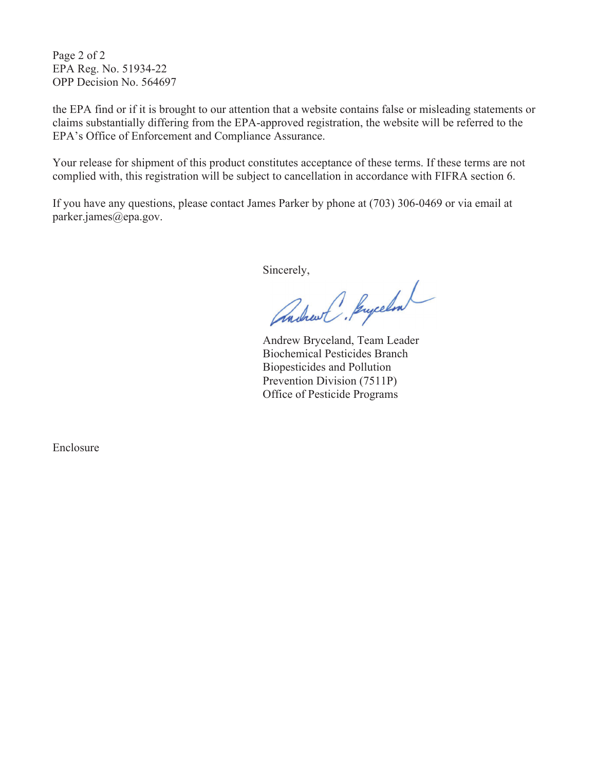the EPA find or if it is brought to our attention that a website contains false or misleading statements or claims substantially differing from the EPA-approved registration, the website will be referred to the EPA's Office of Enforcement and Compliance Assurance.

Your release for shipment of this product constitutes acceptance of these terms. If these terms are not complied with, this registration will be subject to cancellation in accordance with FIFRA section 6.

If you have any questions, please contact James Parker by phone at (703) 306-0469 or via email at parker.james@epa.gov.

Sincerely,

Andrew Bryceland, Team Leader
Biochemical Pesticides Branch
Biopesticides and Pollution
Prevention Division (7511P)
Office of Pesticide Programs

Enclosure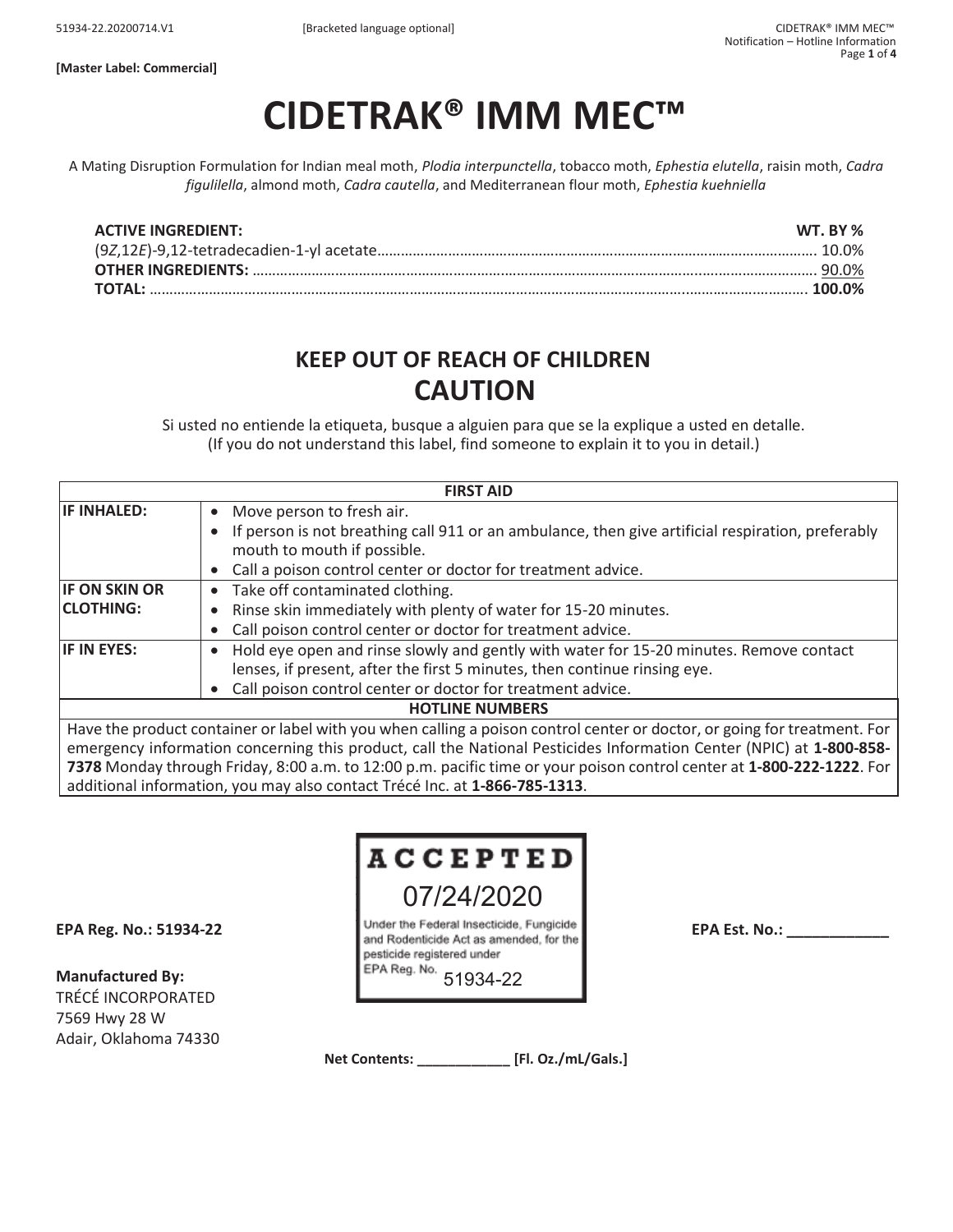[Master Label: Commercial]

# CIDETRAK® IMM MEC™

A Mating Disruption Formulation for Indian meal moth, *Plodia interpunctella*, tobacco moth, *Ephestia elutella*, raisin moth, *Cadra figulilella*, almond moth, *Cadra cautella*, and Mediterranean flour moth, *Ephestia kuehniella*

| ACTIVE INGREDIENT: | WT. BY % |
|---|---|
| (9*Z*,12*E*)-9,12-tetradecadien-1-yl acetate | 10.0% |
| **OTHER INGREDIENTS:** | 90.0% |
| **TOTAL:** | **100.0%** |

## KEEP OUT OF REACH OF CHILDREN
## CAUTION

Si usted no entiende la etiqueta, busque a alguien para que se la explique a usted en detalle.
(If you do not understand this label, find someone to explain it to you in detail.)

| FIRST AID | |
|---|---|
| **IF INHALED:** | • Move person to fresh air.<br>• If person is not breathing call 911 or an ambulance, then give artificial respiration, preferably mouth to mouth if possible.<br>• Call a poison control center or doctor for treatment advice. |
| **IF ON SKIN OR CLOTHING:** | • Take off contaminated clothing.<br>• Rinse skin immediately with plenty of water for 15-20 minutes.<br>• Call poison control center or doctor for treatment advice. |
| **IF IN EYES:** | • Hold eye open and rinse slowly and gently with water for 15-20 minutes. Remove contact lenses, if present, after the first 5 minutes, then continue rinsing eye.<br>• Call poison control center or doctor for treatment advice. |
| **HOTLINE NUMBERS** | |
| Have the product container or label with you when calling a poison control center or doctor, or going for treatment. For emergency information concerning this product, call the National Pesticides Information Center (NPIC) at **1-800-858-7378** Monday through Friday, 8:00 a.m. to 12:00 p.m. pacific time or your poison control center at **1-800-222-1222**. For additional information, you may also contact Trécé Inc. at **1-866-785-1313**. | |

**EPA Reg. No.: 51934-22**

ACCEPTED
07/24/2020
Under the Federal Insecticide, Fungicide and Rodenticide Act as amended, for the pesticide registered under EPA Reg. No. 51934-22

**EPA Est. No.: ____________**

**Manufactured By:**
TRÉCÉ INCORPORATED
7569 Hwy 28 W
Adair, Oklahoma 74330

**Net Contents: ____________ [Fl. Oz./mL/Gals.]**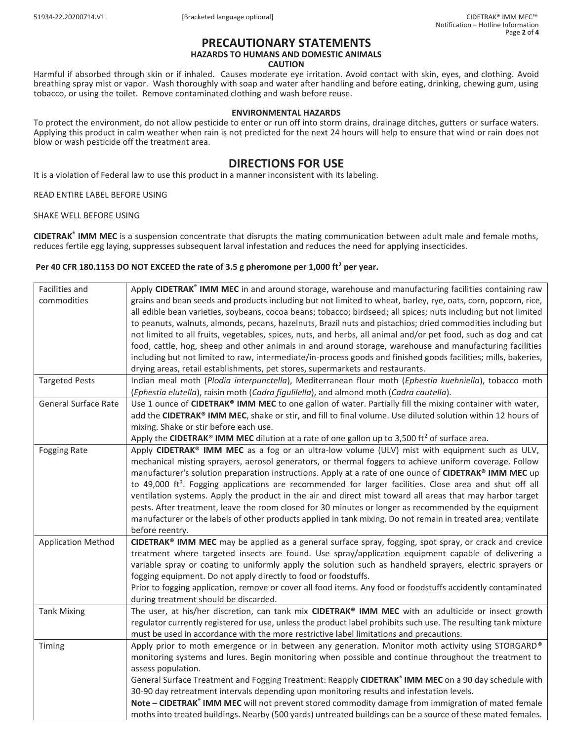# PRECAUTIONARY STATEMENTS

## HAZARDS TO HUMANS AND DOMESTIC ANIMALS

**CAUTION**

Harmful if absorbed through skin or if inhaled. Causes moderate eye irritation. Avoid contact with skin, eyes, and clothing. Avoid breathing spray mist or vapor. Wash thoroughly with soap and water after handling and before eating, drinking, chewing gum, using tobacco, or using the toilet. Remove contaminated clothing and wash before reuse.

## ENVIRONMENTAL HAZARDS

To protect the environment, do not allow pesticide to enter or run off into storm drains, drainage ditches, gutters or surface waters. Applying this product in calm weather when rain is not predicted for the next 24 hours will help to ensure that wind or rain does not blow or wash pesticide off the treatment area.

# DIRECTIONS FOR USE

It is a violation of Federal law to use this product in a manner inconsistent with its labeling.

READ ENTIRE LABEL BEFORE USING

SHAKE WELL BEFORE USING

**CIDETRAK® IMM MEC** is a suspension concentrate that disrupts the mating communication between adult male and female moths, reduces fertile egg laying, suppresses subsequent larval infestation and reduces the need for applying insecticides.

**Per 40 CFR 180.1153 DO NOT EXCEED the rate of 3.5 g pheromone per 1,000 ft² per year.**

| | |
|---|---|
| Facilities and commodities | Apply **CIDETRAK® IMM MEC** in and around storage, warehouse and manufacturing facilities containing raw grains and bean seeds and products including but not limited to wheat, barley, rye, oats, corn, popcorn, rice, all edible bean varieties, soybeans, cocoa beans; tobacco; birdseed; all spices; nuts including but not limited to peanuts, walnuts, almonds, pecans, hazelnuts, Brazil nuts and pistachios; dried commodities including but not limited to all fruits, vegetables, spices, nuts, and herbs, all animal and/or pet food, such as dog and cat food, cattle, hog, sheep and other animals in and around storage, warehouse and manufacturing facilities including but not limited to raw, intermediate/in-process goods and finished goods facilities; mills, bakeries, drying areas, retail establishments, pet stores, supermarkets and restaurants. |
| Targeted Pests | Indian meal moth (*Plodia interpunctella*), Mediterranean flour moth (*Ephestia kuehniella*), tobacco moth (*Ephestia elutella*), raisin moth (*Cadra figulilella*), and almond moth (*Cadra cautella*). |
| General Surface Rate | Use 1 ounce of **CIDETRAK® IMM MEC** to one gallon of water. Partially fill the mixing container with water, add the **CIDETRAK® IMM MEC**, shake or stir, and fill to final volume. Use diluted solution within 12 hours of mixing. Shake or stir before each use.<br>Apply the **CIDETRAK® IMM MEC** dilution at a rate of one gallon up to 3,500 ft² of surface area. |
| Fogging Rate | Apply **CIDETRAK® IMM MEC** as a fog or an ultra-low volume (ULV) mist with equipment such as ULV, mechanical misting sprayers, aerosol generators, or thermal foggers to achieve uniform coverage. Follow manufacturer's solution preparation instructions. Apply at a rate of one ounce of **CIDETRAK® IMM MEC** up to 49,000 ft³. Fogging applications are recommended for larger facilities. Close area and shut off all ventilation systems. Apply the product in the air and direct mist toward all areas that may harbor target pests. After treatment, leave the room closed for 30 minutes or longer as recommended by the equipment manufacturer or the labels of other products applied in tank mixing. Do not remain in treated area; ventilate before reentry. |
| Application Method | **CIDETRAK® IMM MEC** may be applied as a general surface spray, fogging, spot spray, or crack and crevice treatment where targeted insects are found. Use spray/application equipment capable of delivering a variable spray or coating to uniformly apply the solution such as handheld sprayers, electric sprayers or fogging equipment. Do not apply directly to food or foodstuffs.<br>Prior to fogging application, remove or cover all food items. Any food or foodstuffs accidently contaminated during treatment should be discarded. |
| Tank Mixing | The user, at his/her discretion, can tank mix **CIDETRAK® IMM MEC** with an adulticide or insect growth regulator currently registered for use, unless the product label prohibits such use. The resulting tank mixture must be used in accordance with the more restrictive label limitations and precautions. |
| Timing | Apply prior to moth emergence or in between any generation. Monitor moth activity using STORGARD® monitoring systems and lures. Begin monitoring when possible and continue throughout the treatment to assess population.<br>General Surface Treatment and Fogging Treatment: Reapply **CIDETRAK® IMM MEC** on a 90 day schedule with 30-90 day retreatment intervals depending upon monitoring results and infestation levels.<br>**Note – CIDETRAK® IMM MEC** will not prevent stored commodity damage from immigration of mated female moths into treated buildings. Nearby (500 yards) untreated buildings can be a source of these mated females. |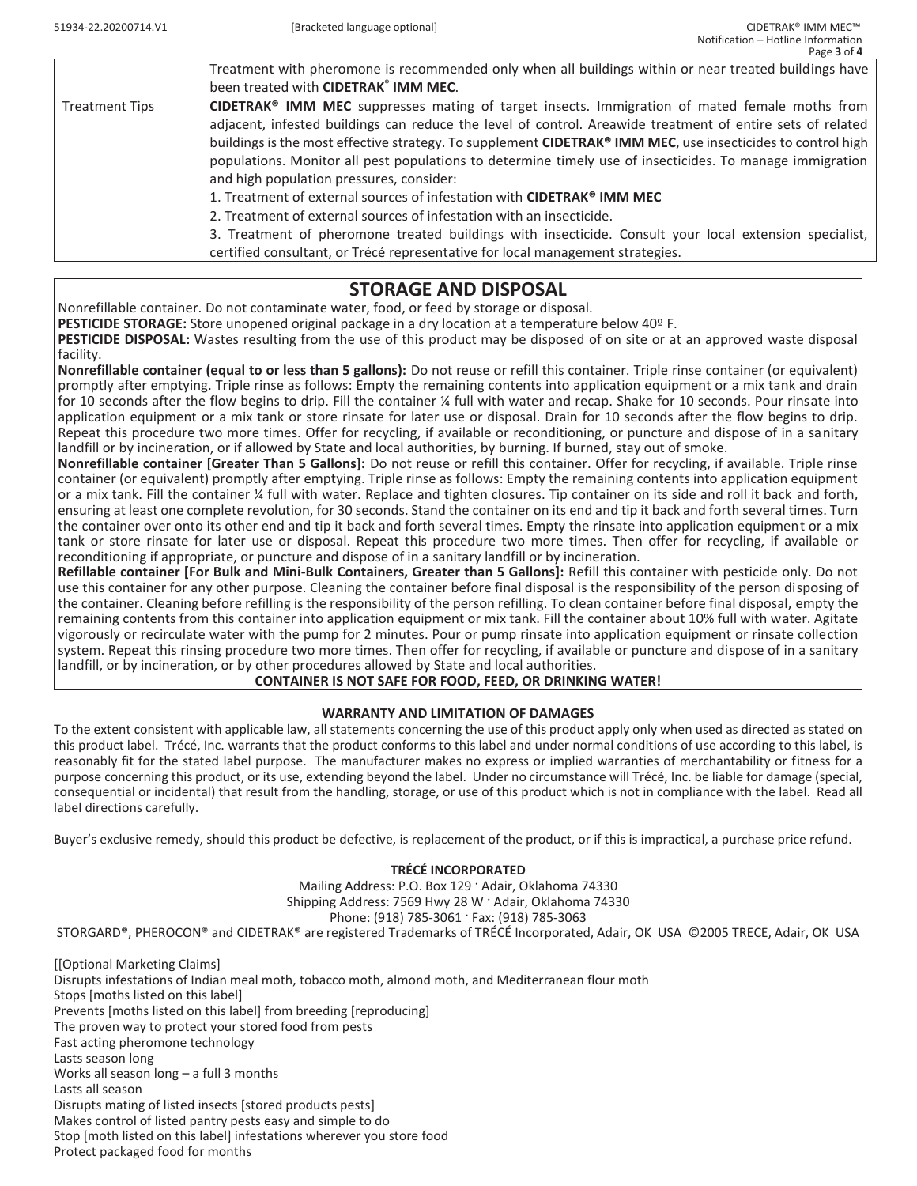| | |
|---|---|
| | Treatment with pheromone is recommended only when all buildings within or near treated buildings have been treated with **CIDETRAK® IMM MEC**. |
| Treatment Tips | **CIDETRAK® IMM MEC** suppresses mating of target insects. Immigration of mated female moths from adjacent, infested buildings can reduce the level of control. Areawide treatment of entire sets of related buildings is the most effective strategy. To supplement **CIDETRAK® IMM MEC**, use insecticides to control high populations. Monitor all pest populations to determine timely use of insecticides. To manage immigration and high population pressures, consider:<br>1. Treatment of external sources of infestation with **CIDETRAK® IMM MEC**<br>2. Treatment of external sources of infestation with an insecticide.<br>3. Treatment of pheromone treated buildings with insecticide. Consult your local extension specialist, certified consultant, or Trécé representative for local management strategies. |

## STORAGE AND DISPOSAL

Nonrefillable container. Do not contaminate water, food, or feed by storage or disposal.

**PESTICIDE STORAGE:** Store unopened original package in a dry location at a temperature below 40º F.

**PESTICIDE DISPOSAL:** Wastes resulting from the use of this product may be disposed of on site or at an approved waste disposal facility.

**Nonrefillable container (equal to or less than 5 gallons):** Do not reuse or refill this container. Triple rinse container (or equivalent) promptly after emptying. Triple rinse as follows: Empty the remaining contents into application equipment or a mix tank and drain for 10 seconds after the flow begins to drip. Fill the container ¼ full with water and recap. Shake for 10 seconds. Pour rinsate into application equipment or a mix tank or store rinsate for later use or disposal. Drain for 10 seconds after the flow begins to drip. Repeat this procedure two more times. Offer for recycling, if available or reconditioning, or puncture and dispose of in a sanitary landfill or by incineration, or if allowed by State and local authorities, by burning. If burned, stay out of smoke.

**Nonrefillable container [Greater Than 5 Gallons]:** Do not reuse or refill this container. Offer for recycling, if available. Triple rinse container (or equivalent) promptly after emptying. Triple rinse as follows: Empty the remaining contents into application equipment or a mix tank. Fill the container ¼ full with water. Replace and tighten closures. Tip container on its side and roll it back and forth, ensuring at least one complete revolution, for 30 seconds. Stand the container on its end and tip it back and forth several times. Turn the container over onto its other end and tip it back and forth several times. Empty the rinsate into application equipment or a mix tank or store rinsate for later use or disposal. Repeat this procedure two more times. Then offer for recycling, if available or reconditioning if appropriate, or puncture and dispose of in a sanitary landfill or by incineration.

**Refillable container [For Bulk and Mini-Bulk Containers, Greater than 5 Gallons]:** Refill this container with pesticide only. Do not use this container for any other purpose. Cleaning the container before final disposal is the responsibility of the person disposing of the container. Cleaning before refilling is the responsibility of the person refilling. To clean container before final disposal, empty the remaining contents from this container into application equipment or mix tank. Fill the container about 10% full with water. Agitate vigorously or recirculate water with the pump for 2 minutes. Pour or pump rinsate into application equipment or rinsate collection system. Repeat this rinsing procedure two more times. Then offer for recycling, if available or puncture and dispose of in a sanitary landfill, or by incineration, or by other procedures allowed by State and local authorities.

**CONTAINER IS NOT SAFE FOR FOOD, FEED, OR DRINKING WATER!**

**WARRANTY AND LIMITATION OF DAMAGES**

To the extent consistent with applicable law, all statements concerning the use of this product apply only when used as directed as stated on this product label. Trécé, Inc. warrants that the product conforms to this label and under normal conditions of use according to this label, is reasonably fit for the stated label purpose. The manufacturer makes no express or implied warranties of merchantability or fitness for a purpose concerning this product, or its use, extending beyond the label. Under no circumstance will Trécé, Inc. be liable for damage (special, consequential or incidental) that result from the handling, storage, or use of this product which is not in compliance with the label. Read all label directions carefully.

Buyer's exclusive remedy, should this product be defective, is replacement of the product, or if this is impractical, a purchase price refund.

**TRÉCÉ INCORPORATED**

Mailing Address: P.O. Box 129 · Adair, Oklahoma 74330
Shipping Address: 7569 Hwy 28 W · Adair, Oklahoma 74330
Phone: (918) 785-3061 · Fax: (918) 785-3063
STORGARD®, PHEROCON® and CIDETRAK® are registered Trademarks of TRÉCÉ Incorporated, Adair, OK USA ©2005 TRECE, Adair, OK USA

[[Optional Marketing Claims]
Disrupts infestations of Indian meal moth, tobacco moth, almond moth, and Mediterranean flour moth
Stops [moths listed on this label]
Prevents [moths listed on this label] from breeding [reproducing]
The proven way to protect your stored food from pests
Fast acting pheromone technology
Lasts season long
Works all season long – a full 3 months
Lasts all season
Disrupts mating of listed insects [stored products pests]
Makes control of listed pantry pests easy and simple to do
Stop [moth listed on this label] infestations wherever you store food
Protect packaged food for months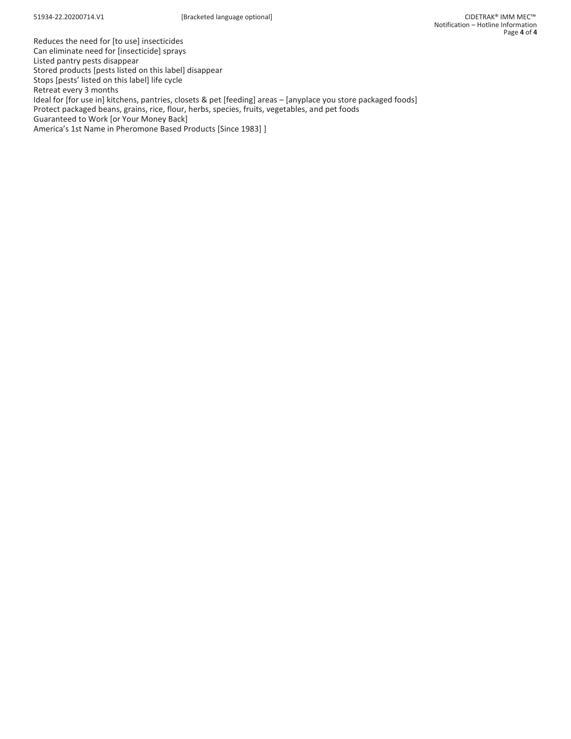Reduces the need for [to use] insecticides
Can eliminate need for [insecticide] sprays
Listed pantry pests disappear
Stored products [pests listed on this label] disappear
Stops [pests' listed on this label] life cycle
Retreat every 3 months
Ideal for [for use in] kitchens, pantries, closets & pet [feeding] areas – [anyplace you store packaged foods]
Protect packaged beans, grains, rice, flour, herbs, species, fruits, vegetables, and pet foods
Guaranteed to Work [or Your Money Back]
America's 1st Name in Pheromone Based Products [Since 1983] ]